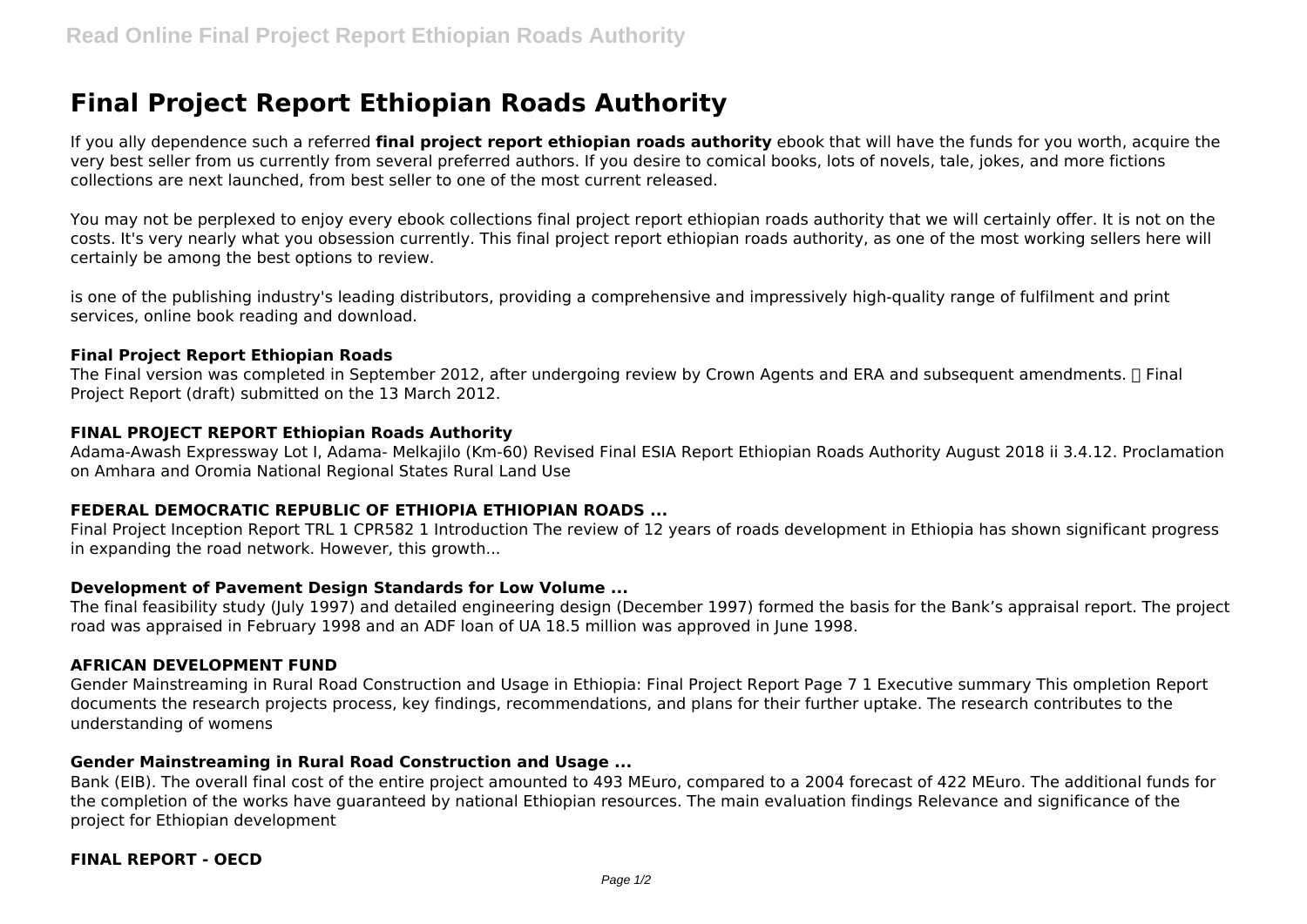# Final Project Report Ethiopian Roads Authority

If you ally dependence such a referred **final project report ethiopian roads authority** ebook that will have the funds for you worth, acquire the very best seller from us currently from several preferred authors. If you desire to comical books, lots of novels, tale, jokes, and more fictions collections are next launched, from best seller to one of the most current released.

You may not be perplexed to enjoy every ebook collections final project report ethiopian roads authority that we will certainly offer. It is not on the costs. It's very nearly what you obsession currently. This final project report ethiopian roads authority, as one of the most working sellers here will certainly be among the best options to review.

is one of the publishing industry's leading distributors, providing a comprehensive and impressively high-quality range of fulfilment and print services, online book reading and download.

### Final Project Report Ethiopian Roads

The Final version was completed in September 2012, after undergoing review by Crown Agents and ERA and subsequent amendments.  Final Project Report (draft) submitted on the 13 March 2012.

### FINAL PROJECT REPORT Ethiopian Roads Authority

Adama-Awash Expressway Lot I, Adama- Melkajilo (Km-60) Revised Final ESIA Report Ethiopian Roads Authority August 2018 ii 3.4.12. Proclamation on Amhara and Oromia National Regional States Rural Land Use

### FEDERAL DEMOCRATIC REPUBLIC OF ETHIOPIA ETHIOPIAN ROADS ...

Final Project Inception Report TRL 1 CPR582 1 Introduction The review of 12 years of roads development in Ethiopia has shown significant progress in expanding the road network. However, this growth...

### Development of Pavement Design Standards for Low Volume ...

The final feasibility study (July 1997) and detailed engineering design (December 1997) formed the basis for the Bank's appraisal report. The project road was appraised in February 1998 and an ADF loan of UA 18.5 million was approved in June 1998.

### AFRICAN DEVELOPMENT FUND

Gender Mainstreaming in Rural Road Construction and Usage in Ethiopia: Final Project Report Page 7 1 Executive summary This ompletion Report documents the research projects process, key findings, recommendations, and plans for their further uptake. The research contributes to the understanding of womens

### Gender Mainstreaming in Rural Road Construction and Usage ...

Bank (EIB). The overall final cost of the entire project amounted to 493 MEuro, compared to a 2004 forecast of 422 MEuro. The additional funds for the completion of the works have guaranteed by national Ethiopian resources. The main evaluation findings Relevance and significance of the project for Ethiopian development

### FINAL REPORT - OECD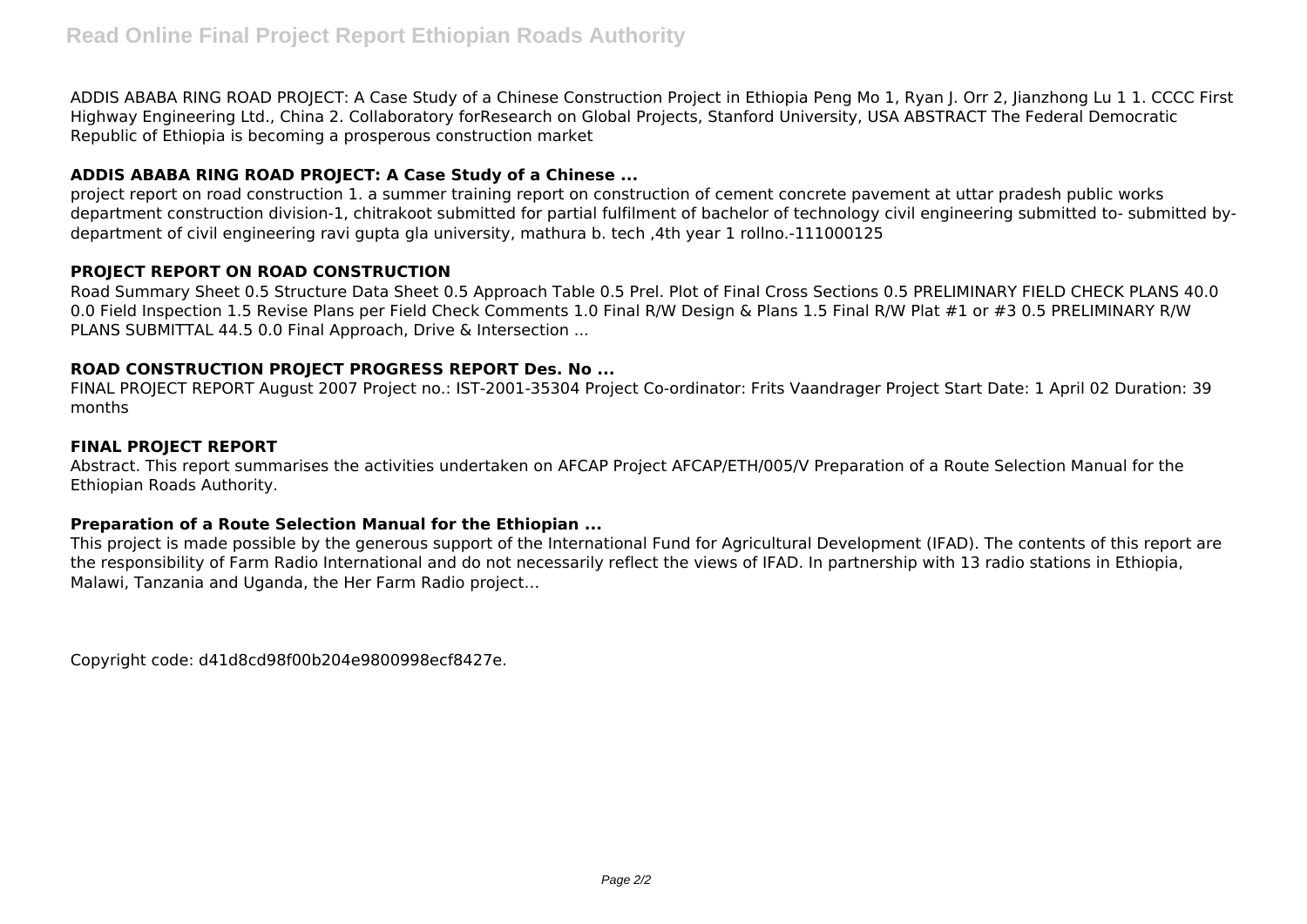ADDIS ABABA RING ROAD PROJECT: A Case Study of a Chinese Construction Project in Ethiopia Peng Mo 1, Ryan J. Orr 2, Jianzhong Lu 1 1. CCCC First Highway Engineering Ltd., China 2. Collaboratory forResearch on Global Projects, Stanford University, USA ABSTRACT The Federal Democratic Republic of Ethiopia is becoming a prosperous construction market

**ADDIS ABABA RING ROAD PROJECT: A Case Study of a Chinese ...**

project report on road construction 1. a summer training report on construction of cement concrete pavement at uttar pradesh public works department construction division-1, chitrakoot submitted for partial fulfilment of bachelor of technology civil engineering submitted to- submitted by- department of civil engineering ravi gupta gla university, mathura b. tech ,4th year 1 rollno.-111000125

**PROJECT REPORT ON ROAD CONSTRUCTION**

Road Summary Sheet 0.5 Structure Data Sheet 0.5 Approach Table 0.5 Prel. Plot of Final Cross Sections 0.5 PRELIMINARY FIELD CHECK PLANS 40.0 0.0 Field Inspection 1.5 Revise Plans per Field Check Comments 1.0 Final R/W Design & Plans 1.5 Final R/W Plat #1 or #3 0.5 PRELIMINARY R/W PLANS SUBMITTAL 44.5 0.0 Final Approach, Drive & Intersection ...

**ROAD CONSTRUCTION PROJECT PROGRESS REPORT Des. No ...**

FINAL PROJECT REPORT August 2007 Project no.: IST-2001-35304 Project Co-ordinator: Frits Vaandrager Project Start Date: 1 April 02 Duration: 39 months

**FINAL PROJECT REPORT**

Abstract. This report summarises the activities undertaken on AFCAP Project AFCAP/ETH/005/V Preparation of a Route Selection Manual for the Ethiopian Roads Authority.

**Preparation of a Route Selection Manual for the Ethiopian ...**

This project is made possible by the generous support of the International Fund for Agricultural Development (IFAD). The contents of this report are the responsibility of Farm Radio International and do not necessarily reflect the views of IFAD. In partnership with 13 radio stations in Ethiopia, Malawi, Tanzania and Uganda, the Her Farm Radio project…

Copyright code: d41d8cd98f00b204e9800998ecf8427e.